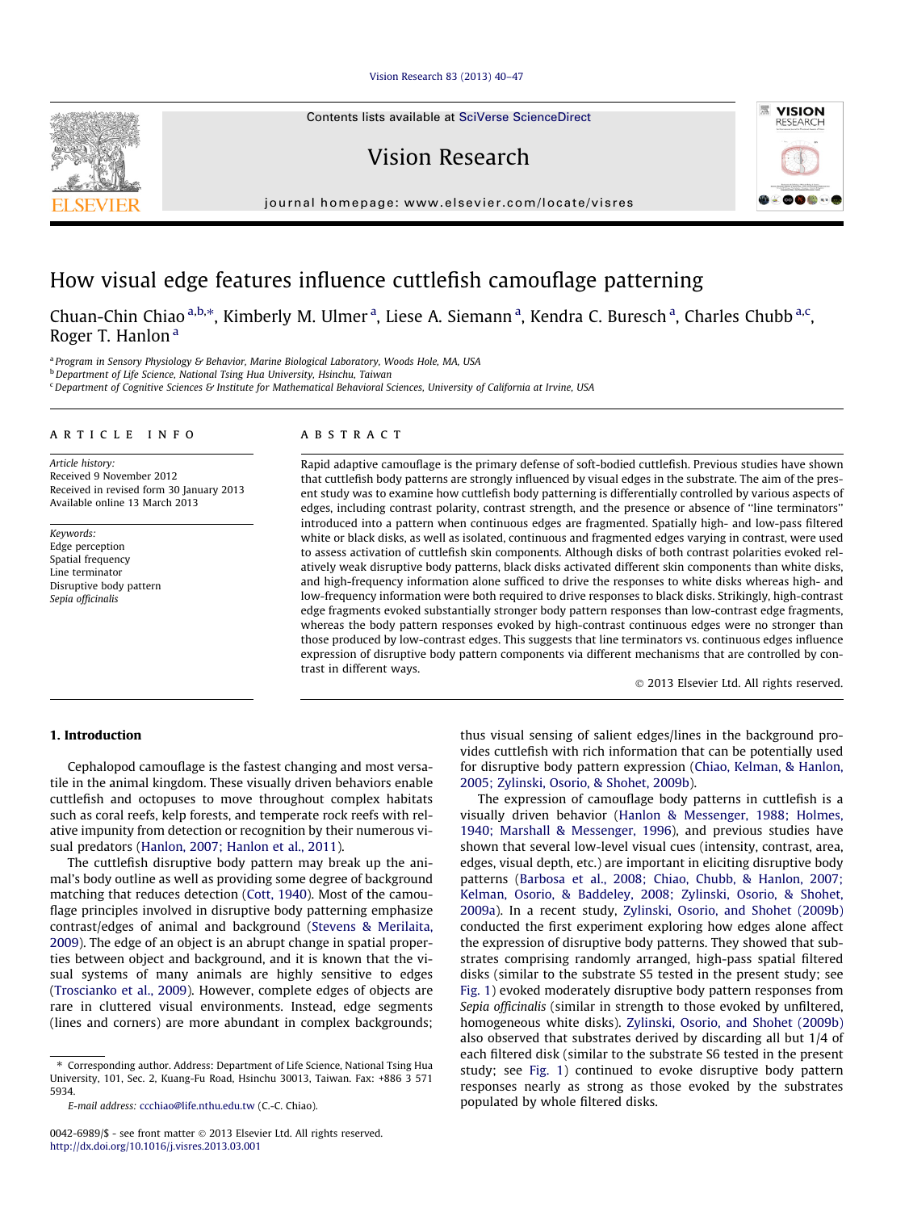# How visual edge features influence cuttlefish camouflage patterning

Chuan-Chin Chiao [a,b,*], Kimberly M. Ulmer [a], Liese A. Siemann [a], Kendra C. Buresch [a], Charles Chubb [a,c], Roger T. Hanlon [a]

[a] Program in Sensory Physiology & Behavior, Marine Biological Laboratory, Woods Hole, MA, USA
[b] Department of Life Science, National Tsing Hua University, Hsinchu, Taiwan
[c] Department of Cognitive Sciences & Institute for Mathematical Behavioral Sciences, University of California at Irvine, USA

## ARTICLE INFO

*Article history:*
Received 9 November 2012
Received in revised form 30 January 2013
Available online 13 March 2013

*Keywords:*
Edge perception
Spatial frequency
Line terminator
Disruptive body pattern
*Sepia officinalis*

## ABSTRACT

Rapid adaptive camouflage is the primary defense of soft-bodied cuttlefish. Previous studies have shown that cuttlefish body patterns are strongly influenced by visual edges in the substrate. The aim of the present study was to examine how cuttlefish body patterning is differentially controlled by various aspects of edges, including contrast polarity, contrast strength, and the presence or absence of "line terminators" introduced into a pattern when continuous edges are fragmented. Spatially high- and low-pass filtered white or black disks, as well as isolated, continuous and fragmented edges varying in contrast, were used to assess activation of cuttlefish skin components. Although disks of both contrast polarities evoked relatively weak disruptive body patterns, black disks activated different skin components than white disks, and high-frequency information alone sufficed to drive the responses to white disks whereas high- and low-frequency information were both required to drive responses to black disks. Strikingly, high-contrast edge fragments evoked substantially stronger body pattern responses than low-contrast edge fragments, whereas the body pattern responses evoked by high-contrast continuous edges were no stronger than those produced by low-contrast edges. This suggests that line terminators vs. continuous edges influence expression of disruptive body pattern components via different mechanisms that are controlled by contrast in different ways.

© 2013 Elsevier Ltd. All rights reserved.

## 1. Introduction

Cephalopod camouflage is the fastest changing and most versatile in the animal kingdom. These visually driven behaviors enable cuttlefish and octopuses to move throughout complex habitats such as coral reefs, kelp forests, and temperate rock reefs with relative impunity from detection or recognition by their numerous visual predators (Hanlon, 2007; Hanlon et al., 2011).

The cuttlefish disruptive body pattern may break up the animal's body outline as well as providing some degree of background matching that reduces detection (Cott, 1940). Most of the camouflage principles involved in disruptive body patterning emphasize contrast/edges of animal and background (Stevens & Merilaita, 2009). The edge of an object is an abrupt change in spatial properties between object and background, and it is known that the visual systems of many animals are highly sensitive to edges (Troscianko et al., 2009). However, complete edges of objects are rare in cluttered visual environments. Instead, edge segments (lines and corners) are more abundant in complex backgrounds; thus visual sensing of salient edges/lines in the background provides cuttlefish with rich information that can be potentially used for disruptive body pattern expression (Chiao, Kelman, & Hanlon, 2005; Zylinski, Osorio, & Shohet, 2009b).

The expression of camouflage body patterns in cuttlefish is a visually driven behavior (Hanlon & Messenger, 1988; Holmes, 1940; Marshall & Messenger, 1996), and previous studies have shown that several low-level visual cues (intensity, contrast, area, edges, visual depth, etc.) are important in eliciting disruptive body patterns (Barbosa et al., 2008; Chiao, Chubb, & Hanlon, 2007; Kelman, Osorio, & Baddeley, 2008; Zylinski, Osorio, & Shohet, 2009a). In a recent study, Zylinski, Osorio, and Shohet (2009b) conducted the first experiment exploring how edges alone affect the expression of disruptive body patterns. They showed that substrates comprising randomly arranged, high-pass spatial filtered disks (similar to the substrate S5 tested in the present study; see Fig. 1) evoked moderately disruptive body pattern responses from *Sepia officinalis* (similar in strength to those evoked by unfiltered, homogeneous white disks). Zylinski, Osorio, and Shohet (2009b) also observed that substrates derived by discarding all but 1/4 of each filtered disk (similar to the substrate S6 tested in the present study; see Fig. 1) continued to evoke disruptive body pattern responses nearly as strong as those evoked by the substrates populated by whole filtered disks.

* Corresponding author. Address: Department of Life Science, National Tsing Hua University, 101, Sec. 2, Kuang-Fu Road, Hsinchu 30013, Taiwan. Fax: +886 3 571 5934.

*E-mail address:* ccchiao@life.nthu.edu.tw (C.-C. Chiao).

0042-6989/$ - see front matter © 2013 Elsevier Ltd. All rights reserved.
http://dx.doi.org/10.1016/j.visres.2013.03.001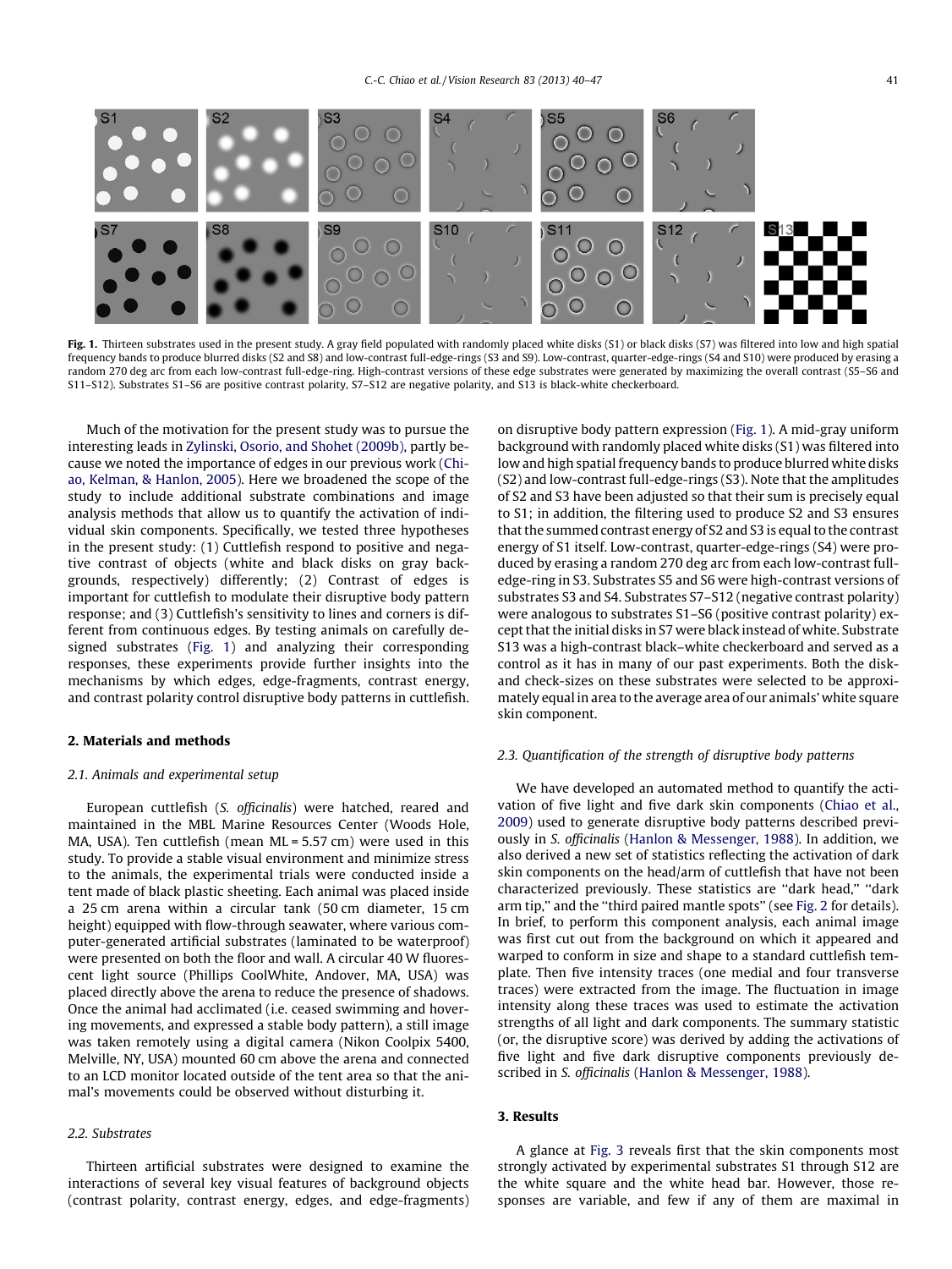**Fig. 1.** Thirteen substrates used in the present study. A gray field populated with randomly placed white disks (S1) or black disks (S7) was filtered into low and high spatial frequency bands to produce blurred disks (S2 and S8) and low-contrast full-edge-rings (S3 and S9). Low-contrast, quarter-edge-rings (S4 and S10) were produced by erasing a random 270 deg arc from each low-contrast full-edge-ring. High-contrast versions of these edge substrates were generated by maximizing the overall contrast (S5–S6 and S11–S12). Substrates S1–S6 are positive contrast polarity, S7–S12 are negative polarity, and S13 is black-white checkerboard.

Much of the motivation for the present study was to pursue the interesting leads in Zylinski, Osorio, and Shohet (2009b), partly because we noted the importance of edges in our previous work (Chiao, Kelman, & Hanlon, 2005). Here we broadened the scope of the study to include additional substrate combinations and image analysis methods that allow us to quantify the activation of individual skin components. Specifically, we tested three hypotheses in the present study: (1) Cuttlefish respond to positive and negative contrast of objects (white and black disks on gray backgrounds, respectively) differently; (2) Contrast of edges is important for cuttlefish to modulate their disruptive body pattern response; and (3) Cuttlefish's sensitivity to lines and corners is different from continuous edges. By testing animals on carefully designed substrates (Fig. 1) and analyzing their corresponding responses, these experiments provide further insights into the mechanisms by which edges, edge-fragments, contrast energy, and contrast polarity control disruptive body patterns in cuttlefish.

## 2. Materials and methods

### 2.1. Animals and experimental setup

European cuttlefish (*S. officinalis*) were hatched, reared and maintained in the MBL Marine Resources Center (Woods Hole, MA, USA). Ten cuttlefish (mean ML = 5.57 cm) were used in this study. To provide a stable visual environment and minimize stress to the animals, the experimental trials were conducted inside a tent made of black plastic sheeting. Each animal was placed inside a 25 cm arena within a circular tank (50 cm diameter, 15 cm height) equipped with flow-through seawater, where various computer-generated artificial substrates (laminated to be waterproof) were presented on both the floor and wall. A circular 40 W fluorescent light source (Phillips CoolWhite, Andover, MA, USA) was placed directly above the arena to reduce the presence of shadows. Once the animal had acclimated (i.e. ceased swimming and hovering movements, and expressed a stable body pattern), a still image was taken remotely using a digital camera (Nikon Coolpix 5400, Melville, NY, USA) mounted 60 cm above the arena and connected to an LCD monitor located outside of the tent area so that the animal's movements could be observed without disturbing it.

### 2.2. Substrates

Thirteen artificial substrates were designed to examine the interactions of several key visual features of background objects (contrast polarity, contrast energy, edges, and edge-fragments) on disruptive body pattern expression (Fig. 1). A mid-gray uniform background with randomly placed white disks (S1) was filtered into low and high spatial frequency bands to produce blurred white disks (S2) and low-contrast full-edge-rings (S3). Note that the amplitudes of S2 and S3 have been adjusted so that their sum is precisely equal to S1; in addition, the filtering used to produce S2 and S3 ensures that the summed contrast energy of S2 and S3 is equal to the contrast energy of S1 itself. Low-contrast, quarter-edge-rings (S4) were produced by erasing a random 270 deg arc from each low-contrast full-edge-ring in S3. Substrates S5 and S6 were high-contrast versions of substrates S3 and S4. Substrates S7–S12 (negative contrast polarity) were analogous to substrates S1–S6 (positive contrast polarity) except that the initial disks in S7 were black instead of white. Substrate S13 was a high-contrast black–white checkerboard and served as a control as it has in many of our past experiments. Both the disk- and check-sizes on these substrates were selected to be approximately equal in area to the average area of our animals' white square skin component.

### 2.3. Quantification of the strength of disruptive body patterns

We have developed an automated method to quantify the activation of five light and five dark skin components (Chiao et al., 2009) used to generate disruptive body patterns described previously in *S. officinalis* (Hanlon & Messenger, 1988). In addition, we also derived a new set of statistics reflecting the activation of dark skin components on the head/arm of cuttlefish that have not been characterized previously. These statistics are "dark head," "dark arm tip," and the "third paired mantle spots" (see Fig. 2 for details). In brief, to perform this component analysis, each animal image was first cut out from the background on which it appeared and warped to conform in size and shape to a standard cuttlefish template. Then five intensity traces (one medial and four transverse traces) were extracted from the image. The fluctuation in image intensity along these traces was used to estimate the activation strengths of all light and dark components. The summary statistic (or, the disruptive score) was derived by adding the activations of five light and five dark disruptive components previously described in *S. officinalis* (Hanlon & Messenger, 1988).

## 3. Results

A glance at Fig. 3 reveals first that the skin components most strongly activated by experimental substrates S1 through S12 are the white square and the white head bar. However, those responses are variable, and few if any of them are maximal in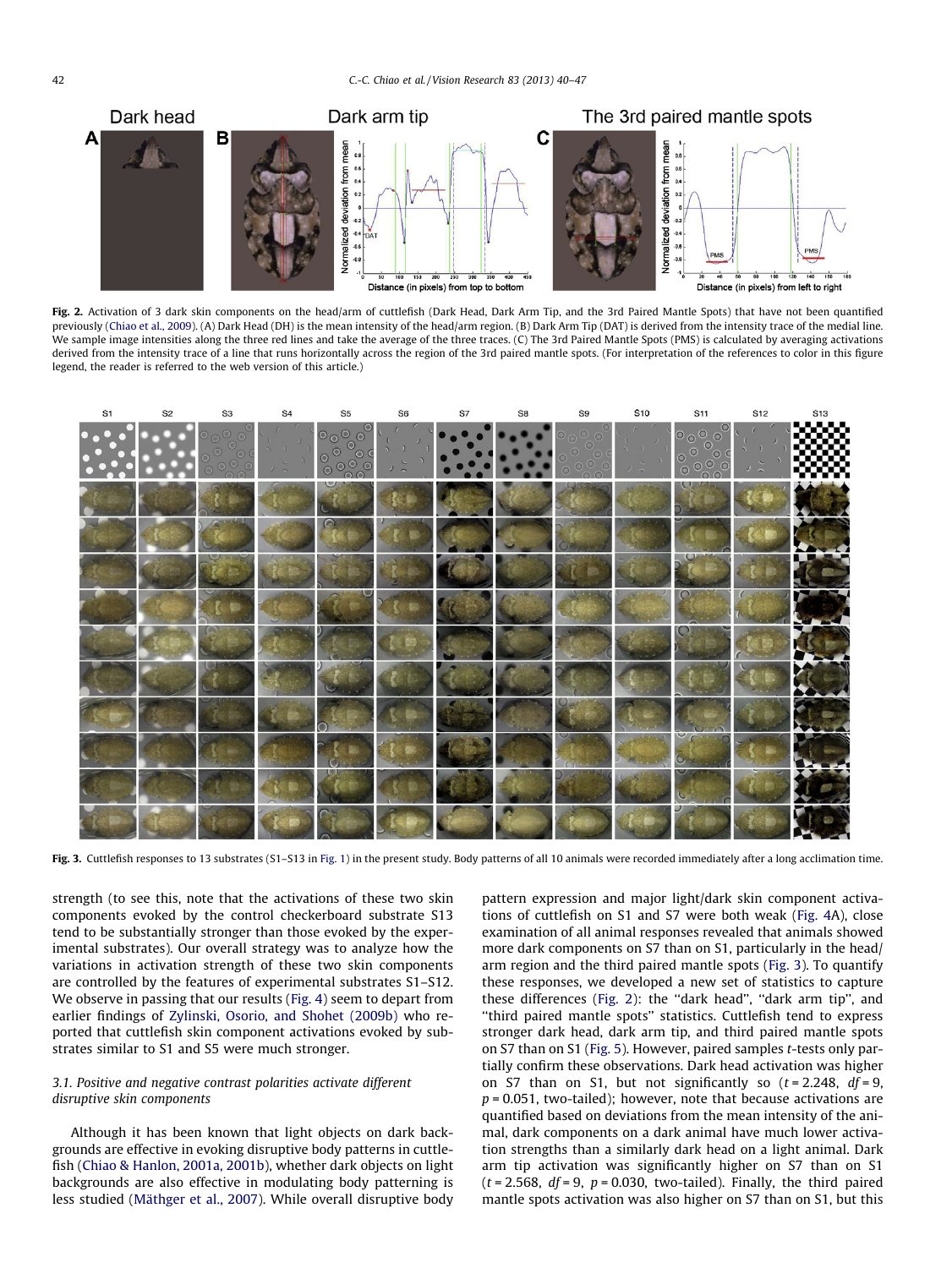Fig. 2. Activation of 3 dark skin components on the head/arm of cuttlefish (Dark Head, Dark Arm Tip, and the 3rd Paired Mantle Spots) that have not been quantified previously (Chiao et al., 2009). (A) Dark Head (DH) is the mean intensity of the head/arm region. (B) Dark Arm Tip (DAT) is derived from the intensity trace of the medial line. We sample image intensities along the three red lines and take the average of the three traces. (C) The 3rd Paired Mantle Spots (PMS) is calculated by averaging activations derived from the intensity trace of a line that runs horizontally across the region of the 3rd paired mantle spots. (For interpretation of the references to color in this figure legend, the reader is referred to the web version of this article.)

Fig. 3. Cuttlefish responses to 13 substrates (S1–S13 in Fig. 1) in the present study. Body patterns of all 10 animals were recorded immediately after a long acclimation time.

strength (to see this, note that the activations of these two skin components evoked by the control checkerboard substrate S13 tend to be substantially stronger than those evoked by the experimental substrates). Our overall strategy was to analyze how the variations in activation strength of these two skin components are controlled by the features of experimental substrates S1–S12. We observe in passing that our results (Fig. 4) seem to depart from earlier findings of Zylinski, Osorio, and Shohet (2009b) who reported that cuttlefish skin component activations evoked by substrates similar to S1 and S5 were much stronger.

### 3.1. Positive and negative contrast polarities activate different disruptive skin components

Although it has been known that light objects on dark backgrounds are effective in evoking disruptive body patterns in cuttlefish (Chiao & Hanlon, 2001a, 2001b), whether dark objects on light backgrounds are also effective in modulating body patterning is less studied (Mäthger et al., 2007). While overall disruptive body pattern expression and major light/dark skin component activations of cuttlefish on S1 and S7 were both weak (Fig. 4A), close examination of all animal responses revealed that animals showed more dark components on S7 than on S1, particularly in the head/arm region and the third paired mantle spots (Fig. 3). To quantify these responses, we developed a new set of statistics to capture these differences (Fig. 2): the "dark head", "dark arm tip", and "third paired mantle spots" statistics. Cuttlefish tend to express stronger dark head, dark arm tip, and third paired mantle spots on S7 than on S1 (Fig. 5). However, paired samples *t*-tests only partially confirm these observations. Dark head activation was higher on S7 than on S1, but not significantly so ($t = 2.248$, $df = 9$, $p = 0.051$, two-tailed); however, note that because activations are quantified based on deviations from the mean intensity of the animal, dark components on a dark animal have much lower activation strengths than a similarly dark head on a light animal. Dark arm tip activation was significantly higher on S7 than on S1 ($t = 2.568$, $df = 9$, $p = 0.030$, two-tailed). Finally, the third paired mantle spots activation was also higher on S7 than on S1, but this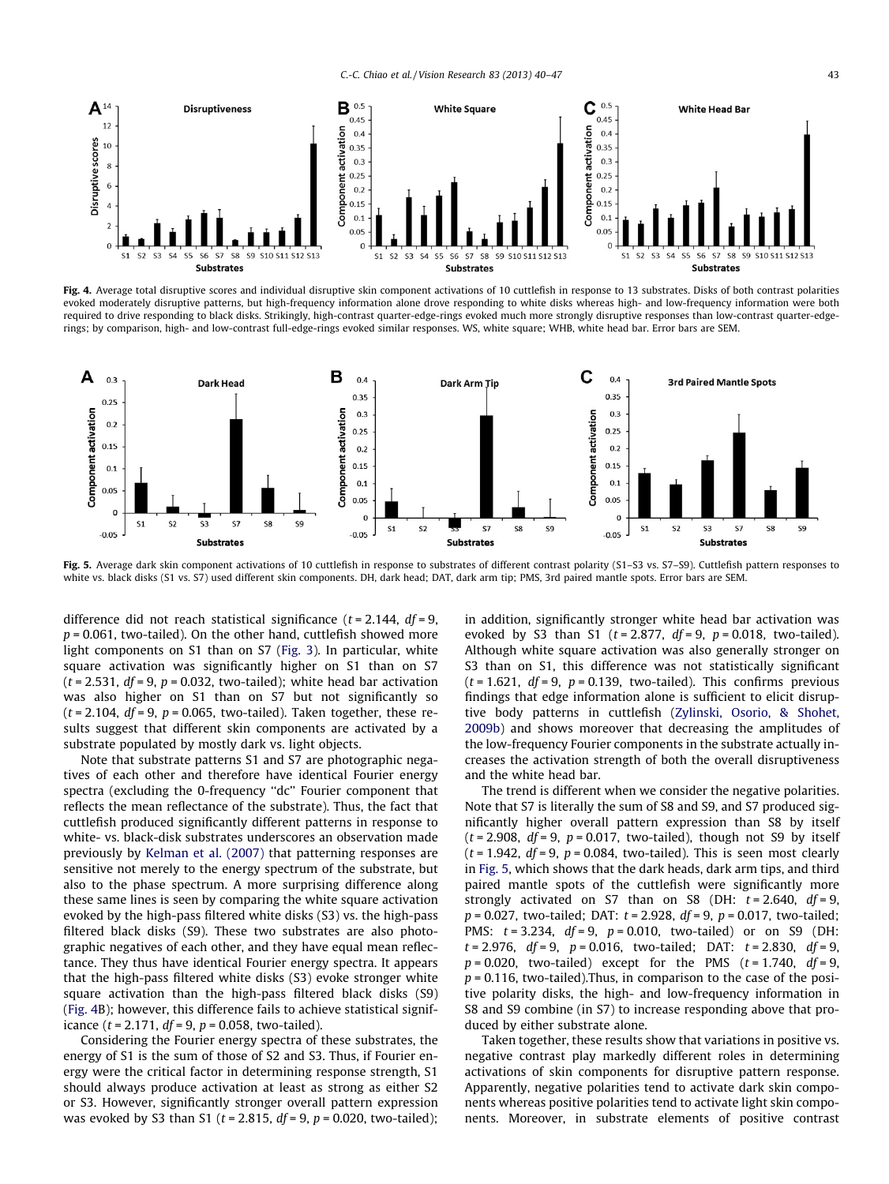Fig. 4. Average total disruptive scores and individual disruptive skin component activations of 10 cuttlefish in response to 13 substrates. Disks of both contrast polarities evoked moderately disruptive patterns, but high-frequency information alone drove responding to white disks whereas high- and low-frequency information were both required to drive responding to black disks. Strikingly, high-contrast quarter-edge-rings evoked much more strongly disruptive responses than low-contrast quarter-edge-rings; by comparison, high- and low-contrast full-edge-rings evoked similar responses. WS, white square; WHB, white head bar. Error bars are SEM.

Fig. 5. Average dark skin component activations of 10 cuttlefish in response to substrates of different contrast polarity (S1–S3 vs. S7–S9). Cuttlefish pattern responses to white vs. black disks (S1 vs. S7) used different skin components. DH, dark head; DAT, dark arm tip; PMS, 3rd paired mantle spots. Error bars are SEM.

difference did not reach statistical significance ($t = 2.144$, $df = 9$, $p = 0.061$, two-tailed). On the other hand, cuttlefish showed more light components on S1 than on S7 (Fig. 3). In particular, white square activation was significantly higher on S1 than on S7 ($t = 2.531$, $df = 9$, $p = 0.032$, two-tailed); white head bar activation was also higher on S1 than on S7 but not significantly so ($t = 2.104$, $df = 9$, $p = 0.065$, two-tailed). Taken together, these results suggest that different skin components are activated by a substrate populated by mostly dark vs. light objects.

Note that substrate patterns S1 and S7 are photographic negatives of each other and therefore have identical Fourier energy spectra (excluding the 0-frequency "dc" Fourier component that reflects the mean reflectance of the substrate). Thus, the fact that cuttlefish produced significantly different patterns in response to white- vs. black-disk substrates underscores an observation made previously by Kelman et al. (2007) that patterning responses are sensitive not merely to the energy spectrum of the substrate, but also to the phase spectrum. A more surprising difference along these same lines is seen by comparing the white square activation evoked by the high-pass filtered white disks (S3) vs. the high-pass filtered black disks (S9). These two substrates are also photographic negatives of each other, and they have equal mean reflectance. They thus have identical Fourier energy spectra. It appears that the high-pass filtered white disks (S3) evoke stronger white square activation than the high-pass filtered black disks (S9) (Fig. 4B); however, this difference fails to achieve statistical significance ($t = 2.171$, $df = 9$, $p = 0.058$, two-tailed).

Considering the Fourier energy spectra of these substrates, the energy of S1 is the sum of those of S2 and S3. Thus, if Fourier energy were the critical factor in determining response strength, S1 should always produce activation at least as strong as either S2 or S3. However, significantly stronger overall pattern expression was evoked by S3 than S1 ($t = 2.815$, $df = 9$, $p = 0.020$, two-tailed); in addition, significantly stronger white head bar activation was evoked by S3 than S1 ($t = 2.877$, $df = 9$, $p = 0.018$, two-tailed). Although white square activation was also generally stronger on S3 than on S1, this difference was not statistically significant ($t = 1.621$, $df = 9$, $p = 0.139$, two-tailed). This confirms previous findings that edge information alone is sufficient to elicit disruptive body patterns in cuttlefish (Zylinski, Osorio, & Shohet, 2009b) and shows moreover that decreasing the amplitudes of the low-frequency Fourier components in the substrate actually increases the activation strength of both the overall disruptiveness and the white head bar.

The trend is different when we consider the negative polarities. Note that S7 is literally the sum of S8 and S9, and S7 produced significantly higher overall pattern expression than S8 by itself ($t = 2.908$, $df = 9$, $p = 0.017$, two-tailed), though not S9 by itself ($t = 1.942$, $df = 9$, $p = 0.084$, two-tailed). This is seen most clearly in Fig. 5, which shows that the dark heads, dark arm tips, and third paired mantle spots of the cuttlefish were significantly more strongly activated on S7 than on S8 (DH: $t = 2.640$, $df = 9$, $p = 0.027$, two-tailed; DAT: $t = 2.928$, $df = 9$, $p = 0.017$, two-tailed; PMS: $t = 3.234$, $df = 9$, $p = 0.010$, two-tailed) or on S9 (DH: $t = 2.976$, $df = 9$, $p = 0.016$, two-tailed; DAT: $t = 2.830$, $df = 9$, $p = 0.020$, two-tailed) except for the PMS ($t = 1.740$, $df = 9$, $p = 0.116$, two-tailed).Thus, in comparison to the case of the positive polarity disks, the high- and low-frequency information in S8 and S9 combine (in S7) to increase responding above that produced by either substrate alone.

Taken together, these results show that variations in positive vs. negative contrast play markedly different roles in determining activations of skin components for disruptive pattern response. Apparently, negative polarities tend to activate dark skin components whereas positive polarities tend to activate light skin components. Moreover, in substrate elements of positive contrast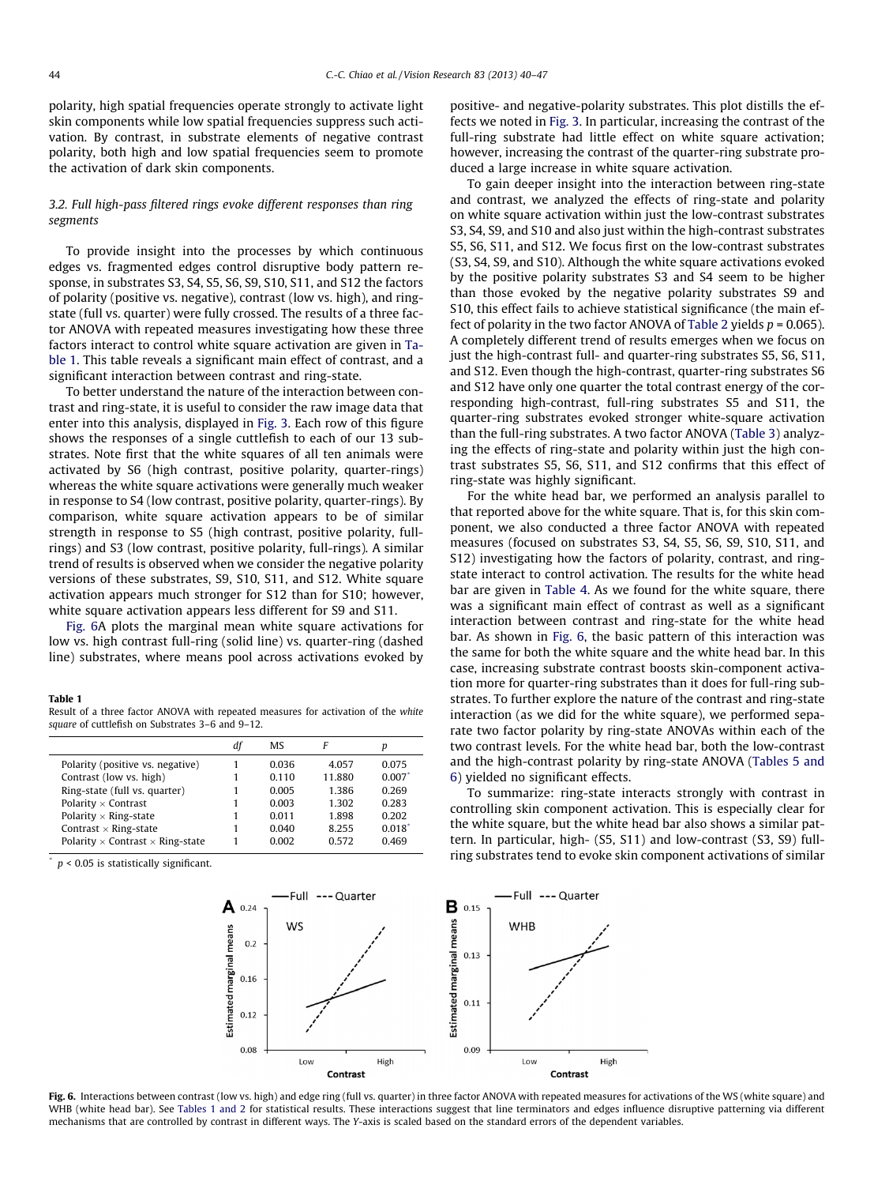polarity, high spatial frequencies operate strongly to activate light skin components while low spatial frequencies suppress such activation. By contrast, in substrate elements of negative contrast polarity, both high and low spatial frequencies seem to promote the activation of dark skin components.

### 3.2. Full high-pass filtered rings evoke different responses than ring segments

To provide insight into the processes by which continuous edges vs. fragmented edges control disruptive body pattern response, in substrates S3, S4, S5, S6, S9, S10, S11, and S12 the factors of polarity (positive vs. negative), contrast (low vs. high), and ring-state (full vs. quarter) were fully crossed. The results of a three factor ANOVA with repeated measures investigating how these three factors interact to control white square activation are given in Table 1. This table reveals a significant main effect of contrast, and a significant interaction between contrast and ring-state.

To better understand the nature of the interaction between contrast and ring-state, it is useful to consider the raw image data that enter into this analysis, displayed in Fig. 3. Each row of this figure shows the responses of a single cuttlefish to each of our 13 substrates. Note first that the white squares of all ten animals were activated by S6 (high contrast, positive polarity, quarter-rings) whereas the white square activations were generally much weaker in response to S4 (low contrast, positive polarity, quarter-rings). By comparison, white square activation appears to be of similar strength in response to S5 (high contrast, positive polarity, full-rings) and S3 (low contrast, positive polarity, full-rings). A similar trend of results is observed when we consider the negative polarity versions of these substrates, S9, S10, S11, and S12. White square activation appears much stronger for S12 than for S10; however, white square activation appears less different for S9 and S11.

Fig. 6A plots the marginal mean white square activations for low vs. high contrast full-ring (solid line) vs. quarter-ring (dashed line) substrates, where means pool across activations evoked by positive- and negative-polarity substrates. This plot distills the effects we noted in Fig. 3. In particular, increasing the contrast of the full-ring substrate had little effect on white square activation; however, increasing the contrast of the quarter-ring substrate produced a large increase in white square activation.

**Table 1**
Result of a three factor ANOVA with repeated measures for activation of the *white square* of cuttlefish on Substrates 3–6 and 9–12.

| | df | MS | F | p |
|---|---|---|---|---|
| Polarity (positive vs. negative) | 1 | 0.036 | 4.057 | 0.075 |
| Contrast (low vs. high) | 1 | 0.110 | 11.880 | 0.007* |
| Ring-state (full vs. quarter) | 1 | 0.005 | 1.386 | 0.269 |
| Polarity × Contrast | 1 | 0.003 | 1.302 | 0.283 |
| Polarity × Ring-state | 1 | 0.011 | 1.898 | 0.202 |
| Contrast × Ring-state | 1 | 0.040 | 8.255 | 0.018* |
| Polarity × Contrast × Ring-state | 1 | 0.002 | 0.572 | 0.469 |

\* $p < 0.05$ is statistically significant.

To gain deeper insight into the interaction between ring-state and contrast, we analyzed the effects of ring-state and polarity on white square activation within just the low-contrast substrates S3, S4, S9, and S10 and also just within the high-contrast substrates S5, S6, S11, and S12. We focus first on the low-contrast substrates (S3, S4, S9, and S10). Although the white square activations evoked by the positive polarity substrates S3 and S4 seem to be higher than those evoked by the negative polarity substrates S9 and S10, this effect fails to achieve statistical significance (the main effect of polarity in the two factor ANOVA of Table 2 yields $p = 0.065$). A completely different trend of results emerges when we focus on just the high-contrast full- and quarter-ring substrates S5, S6, S11, and S12. Even though the high-contrast, quarter-ring substrates S6 and S12 have only one quarter the total contrast energy of the corresponding high-contrast, full-ring substrates S5 and S11, the quarter-ring substrates evoked stronger white-square activation than the full-ring substrates. A two factor ANOVA (Table 3) analyzing the effects of ring-state and polarity within just the high contrast substrates S5, S6, S11, and S12 confirms that this effect of ring-state was highly significant.

For the white head bar, we performed an analysis parallel to that reported above for the white square. That is, for this skin component, we also conducted a three factor ANOVA with repeated measures (focused on substrates S3, S4, S5, S6, S9, S10, S11, and S12) investigating how the factors of polarity, contrast, and ring-state interact to control activation. The results for the white head bar are given in Table 4. As we found for the white square, there was a significant main effect of contrast as well as a significant interaction between contrast and ring-state for the white head bar. As shown in Fig. 6, the basic pattern of this interaction was the same for both the white square and the white head bar. In this case, increasing substrate contrast boosts skin-component activation more for quarter-ring substrates than it does for full-ring substrates. To further explore the nature of the contrast and ring-state interaction (as we did for the white square), we performed separate two factor polarity by ring-state ANOVAs within each of the two contrast levels. For the white head bar, both the low-contrast and the high-contrast polarity by ring-state ANOVA (Tables 5 and 6) yielded no significant effects.

To summarize: ring-state interacts strongly with contrast in controlling skin component activation. This is especially clear for the white square, but the white head bar also shows a similar pattern. In particular, high- (S5, S11) and low-contrast (S3, S9) full-ring substrates tend to evoke skin component activations of similar

**Fig. 6.** Interactions between contrast (low vs. high) and edge ring (full vs. quarter) in three factor ANOVA with repeated measures for activations of the WS (white square) and WHB (white head bar). See Tables 1 and 2 for statistical results. These interactions suggest that line terminators and edges influence disruptive patterning via different mechanisms that are controlled by contrast in different ways. The Y-axis is scaled based on the standard errors of the dependent variables.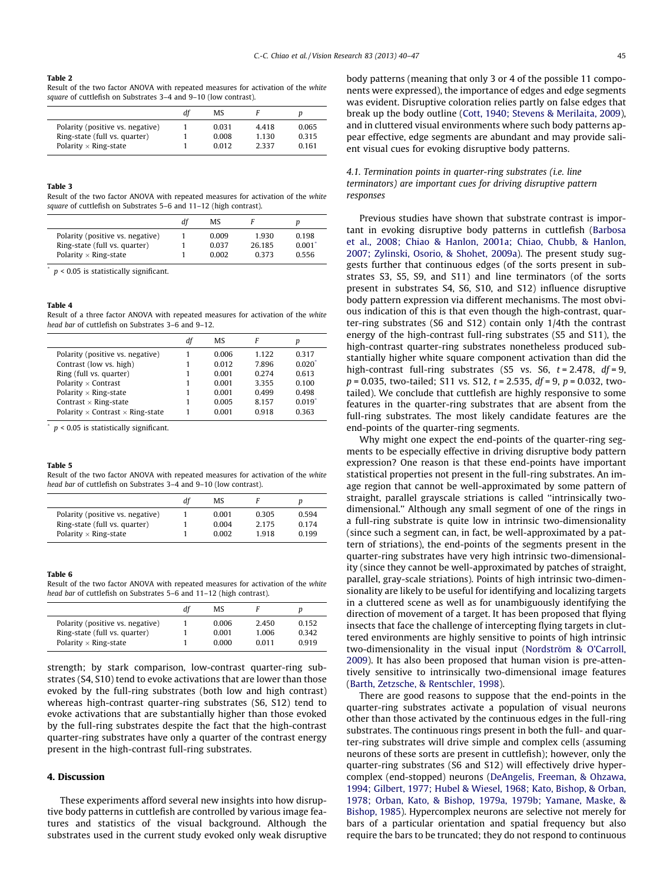**Table 2**
Result of the two factor ANOVA with repeated measures for activation of the *white square* of cuttlefish on Substrates 3–4 and 9–10 (low contrast).

| | *df* | MS | *F* | *p* |
|---|---|---|---|---|
| Polarity (positive vs. negative) | 1 | 0.031 | 4.418 | 0.065 |
| Ring-state (full vs. quarter) | 1 | 0.008 | 1.130 | 0.315 |
| Polarity × Ring-state | 1 | 0.012 | 2.337 | 0.161 |

**Table 3**
Result of the two factor ANOVA with repeated measures for activation of the *white square* of cuttlefish on Substrates 5–6 and 11–12 (high contrast).

| | *df* | MS | *F* | *p* |
|---|---|---|---|---|
| Polarity (positive vs. negative) | 1 | 0.009 | 1.930 | 0.198 |
| Ring-state (full vs. quarter) | 1 | 0.037 | 26.185 | 0.001* |
| Polarity × Ring-state | 1 | 0.002 | 0.373 | 0.556 |

* $p < 0.05$ is statistically significant.

**Table 4**
Result of a three factor ANOVA with repeated measures for activation of the *white head bar* of cuttlefish on Substrates 3–6 and 9–12.

| | *df* | MS | *F* | *p* |
|---|---|---|---|---|
| Polarity (positive vs. negative) | 1 | 0.006 | 1.122 | 0.317 |
| Contrast (low vs. high) | 1 | 0.012 | 7.896 | 0.020* |
| Ring (full vs. quarter) | 1 | 0.001 | 0.274 | 0.613 |
| Polarity × Contrast | 1 | 0.001 | 3.355 | 0.100 |
| Polarity × Ring-state | 1 | 0.001 | 0.499 | 0.498 |
| Contrast × Ring-state | 1 | 0.005 | 8.157 | 0.019* |
| Polarity × Contrast × Ring-state | 1 | 0.001 | 0.918 | 0.363 |

* $p < 0.05$ is statistically significant.

**Table 5**
Result of the two factor ANOVA with repeated measures for activation of the *white head bar* of cuttlefish on Substrates 3–4 and 9–10 (low contrast).

| | *df* | MS | *F* | *p* |
|---|---|---|---|---|
| Polarity (positive vs. negative) | 1 | 0.001 | 0.305 | 0.594 |
| Ring-state (full vs. quarter) | 1 | 0.004 | 2.175 | 0.174 |
| Polarity × Ring-state | 1 | 0.002 | 1.918 | 0.199 |

**Table 6**
Result of the two factor ANOVA with repeated measures for activation of the *white head bar* of cuttlefish on Substrates 5–6 and 11–12 (high contrast).

| | *df* | MS | *F* | *p* |
|---|---|---|---|---|
| Polarity (positive vs. negative) | 1 | 0.006 | 2.450 | 0.152 |
| Ring-state (full vs. quarter) | 1 | 0.001 | 1.006 | 0.342 |
| Polarity × Ring-state | 1 | 0.000 | 0.011 | 0.919 |

strength; by stark comparison, low-contrast quarter-ring substrates (S4, S10) tend to evoke activations that are lower than those evoked by the full-ring substrates (both low and high contrast) whereas high-contrast quarter-ring substrates (S6, S12) tend to evoke activations that are substantially higher than those evoked by the full-ring substrates despite the fact that the high-contrast quarter-ring substrates have only a quarter of the contrast energy present in the high-contrast full-ring substrates.

## 4. Discussion

These experiments afford several new insights into how disruptive body patterns in cuttlefish are controlled by various image features and statistics of the visual background. Although the substrates used in the current study evoked only weak disruptive body patterns (meaning that only 3 or 4 of the possible 11 components were expressed), the importance of edges and edge segments was evident. Disruptive coloration relies partly on false edges that break up the body outline (Cott, 1940; Stevens & Merilaita, 2009), and in cluttered visual environments where such body patterns appear effective, edge segments are abundant and may provide salient visual cues for evoking disruptive body patterns.

### 4.1. Termination points in quarter-ring substrates (i.e. line terminators) are important cues for driving disruptive pattern responses

Previous studies have shown that substrate contrast is important in evoking disruptive body patterns in cuttlefish (Barbosa et al., 2008; Chiao & Hanlon, 2001a; Chiao, Chubb, & Hanlon, 2007; Zylinski, Osorio, & Shohet, 2009a). The present study suggests further that continuous edges (of the sorts present in substrates S3, S5, S9, and S11) and line terminators (of the sorts present in substrates S4, S6, S10, and S12) influence disruptive body pattern expression via different mechanisms. The most obvious indication of this is that even though the high-contrast, quarter-ring substrates (S6 and S12) contain only 1/4th the contrast energy of the high-contrast full-ring substrates (S5 and S11), the high-contrast quarter-ring substrates nonetheless produced substantially higher white square component activation than did the high-contrast full-ring substrates (S5 vs. S6, $t = 2.478$, $df = 9$, $p = 0.035$, two-tailed; S11 vs. S12, $t = 2.535$, $df = 9$, $p = 0.032$, two-tailed). We conclude that cuttlefish are highly responsive to some features in the quarter-ring substrates that are absent from the full-ring substrates. The most likely candidate features are the end-points of the quarter-ring segments.

Why might one expect the end-points of the quarter-ring segments to be especially effective in driving disruptive body pattern expression? One reason is that these end-points have important statistical properties not present in the full-ring substrates. An image region that cannot be well-approximated by some pattern of straight, parallel grayscale striations is called "intrinsically two-dimensional." Although any small segment of one of the rings in a full-ring substrate is quite low in intrinsic two-dimensionality (since such a segment can, in fact, be well-approximated by a pattern of striations), the end-points of the segments present in the quarter-ring substrates have very high intrinsic two-dimensionality (since they cannot be well-approximated by patches of straight, parallel, gray-scale striations). Points of high intrinsic two-dimensionality are likely to be useful for identifying and localizing targets in a cluttered scene as well as for unambiguously identifying the direction of movement of a target. It has been proposed that flying insects that face the challenge of intercepting flying targets in cluttered environments are highly sensitive to points of high intrinsic two-dimensionality in the visual input (Nordström & O'Carroll, 2009). It has also been proposed that human vision is pre-attentively sensitive to intrinsically two-dimensional image features (Barth, Zetzsche, & Rentschler, 1998).

There are good reasons to suppose that the end-points in the quarter-ring substrates activate a population of visual neurons other than those activated by the continuous edges in the full-ring substrates. The continuous rings present in both the full- and quarter-ring substrates will drive simple and complex cells (assuming neurons of these sorts are present in cuttlefish); however, only the quarter-ring substrates (S6 and S12) will effectively drive hypercomplex (end-stopped) neurons (DeAngelis, Freeman, & Ohzawa, 1994; Gilbert, 1977; Hubel & Wiesel, 1968; Kato, Bishop, & Orban, 1978; Orban, Kato, & Bishop, 1979a, 1979b; Yamane, Maske, & Bishop, 1985). Hypercomplex neurons are selective not merely for bars of a particular orientation and spatial frequency but also require the bars to be truncated; they do not respond to continuous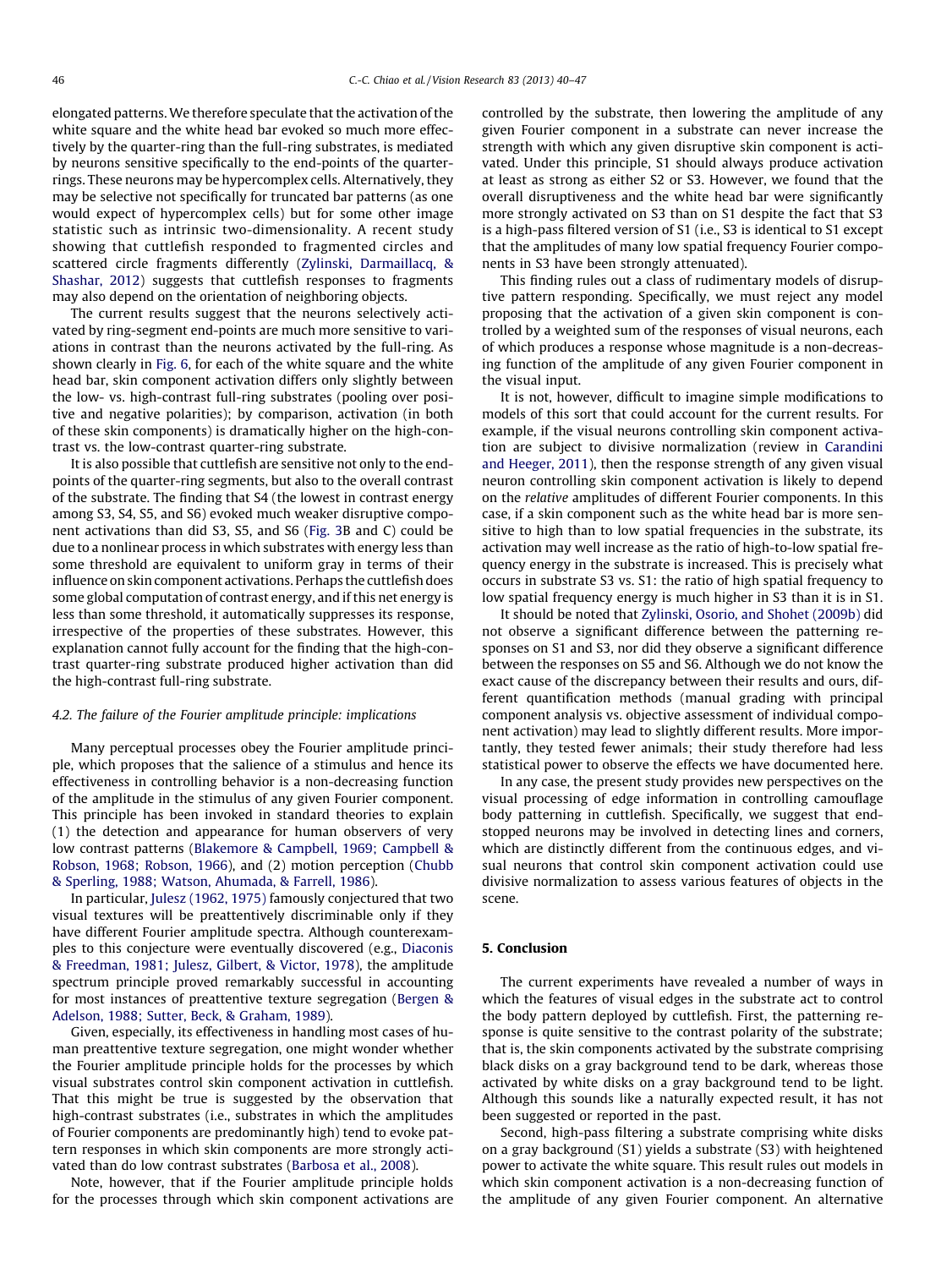elongated patterns. We therefore speculate that the activation of the white square and the white head bar evoked so much more effectively by the quarter-ring than the full-ring substrates, is mediated by neurons sensitive specifically to the end-points of the quarter-rings. These neurons may be hypercomplex cells. Alternatively, they may be selective not specifically for truncated bar patterns (as one would expect of hypercomplex cells) but for some other image statistic such as intrinsic two-dimensionality. A recent study showing that cuttlefish responded to fragmented circles and scattered circle fragments differently (Zylinski, Darmaillacq, & Shashar, 2012) suggests that cuttlefish responses to fragments may also depend on the orientation of neighboring objects.

The current results suggest that the neurons selectively activated by ring-segment end-points are much more sensitive to variations in contrast than the neurons activated by the full-ring. As shown clearly in Fig. 6, for each of the white square and the white head bar, skin component activation differs only slightly between the low- vs. high-contrast full-ring substrates (pooling over positive and negative polarities); by comparison, activation (in both of these skin components) is dramatically higher on the high-contrast vs. the low-contrast quarter-ring substrate.

It is also possible that cuttlefish are sensitive not only to the end-points of the quarter-ring segments, but also to the overall contrast of the substrate. The finding that S4 (the lowest in contrast energy among S3, S4, S5, and S6) evoked much weaker disruptive component activations than did S3, S5, and S6 (Fig. 3B and C) could be due to a nonlinear process in which substrates with energy less than some threshold are equivalent to uniform gray in terms of their influence on skin component activations. Perhaps the cuttlefish does some global computation of contrast energy, and if this net energy is less than some threshold, it automatically suppresses its response, irrespective of the properties of these substrates. However, this explanation cannot fully account for the finding that the high-contrast quarter-ring substrate produced higher activation than did the high-contrast full-ring substrate.

### 4.2. The failure of the Fourier amplitude principle: implications

Many perceptual processes obey the Fourier amplitude principle, which proposes that the salience of a stimulus and hence its effectiveness in controlling behavior is a non-decreasing function of the amplitude in the stimulus of any given Fourier component. This principle has been invoked in standard theories to explain (1) the detection and appearance for human observers of very low contrast patterns (Blakemore & Campbell, 1969; Campbell & Robson, 1968; Robson, 1966), and (2) motion perception (Chubb & Sperling, 1988; Watson, Ahumada, & Farrell, 1986).

In particular, Julesz (1962, 1975) famously conjectured that two visual textures will be preattentively discriminable only if they have different Fourier amplitude spectra. Although counterexamples to this conjecture were eventually discovered (e.g., Diaconis & Freedman, 1981; Julesz, Gilbert, & Victor, 1978), the amplitude spectrum principle proved remarkably successful in accounting for most instances of preattentive texture segregation (Bergen & Adelson, 1988; Sutter, Beck, & Graham, 1989).

Given, especially, its effectiveness in handling most cases of human preattentive texture segregation, one might wonder whether the Fourier amplitude principle holds for the processes by which visual substrates control skin component activation in cuttlefish. That this might be true is suggested by the observation that high-contrast substrates (i.e., substrates in which the amplitudes of Fourier components are predominantly high) tend to evoke pattern responses in which skin components are more strongly activated than do low contrast substrates (Barbosa et al., 2008).

Note, however, that if the Fourier amplitude principle holds for the processes through which skin component activations are controlled by the substrate, then lowering the amplitude of any given Fourier component in a substrate can never increase the strength with which any given disruptive skin component is activated. Under this principle, S1 should always produce activation at least as strong as either S2 or S3. However, we found that the overall disruptiveness and the white head bar were significantly more strongly activated on S3 than on S1 despite the fact that S3 is a high-pass filtered version of S1 (i.e., S3 is identical to S1 except that the amplitudes of many low spatial frequency Fourier components in S3 have been strongly attenuated).

This finding rules out a class of rudimentary models of disruptive pattern responding. Specifically, we must reject any model proposing that the activation of a given skin component is controlled by a weighted sum of the responses of visual neurons, each of which produces a response whose magnitude is a non-decreasing function of the amplitude of any given Fourier component in the visual input.

It is not, however, difficult to imagine simple modifications to models of this sort that could account for the current results. For example, if the visual neurons controlling skin component activation are subject to divisive normalization (review in Carandini and Heeger, 2011), then the response strength of any given visual neuron controlling skin component activation is likely to depend on the *relative* amplitudes of different Fourier components. In this case, if a skin component such as the white head bar is more sensitive to high than to low spatial frequencies in the substrate, its activation may well increase as the ratio of high-to-low spatial frequency energy in the substrate is increased. This is precisely what occurs in substrate S3 vs. S1: the ratio of high spatial frequency to low spatial frequency energy is much higher in S3 than it is in S1.

It should be noted that Zylinski, Osorio, and Shohet (2009b) did not observe a significant difference between the patterning responses on S1 and S3, nor did they observe a significant difference between the responses on S5 and S6. Although we do not know the exact cause of the discrepancy between their results and ours, different quantification methods (manual grading with principal component analysis vs. objective assessment of individual component activation) may lead to slightly different results. More importantly, they tested fewer animals; their study therefore had less statistical power to observe the effects we have documented here.

In any case, the present study provides new perspectives on the visual processing of edge information in controlling camouflage body patterning in cuttlefish. Specifically, we suggest that end-stopped neurons may be involved in detecting lines and corners, which are distinctly different from the continuous edges, and visual neurons that control skin component activation could use divisive normalization to assess various features of objects in the scene.

## 5. Conclusion

The current experiments have revealed a number of ways in which the features of visual edges in the substrate act to control the body pattern deployed by cuttlefish. First, the patterning response is quite sensitive to the contrast polarity of the substrate; that is, the skin components activated by the substrate comprising black disks on a gray background tend to be dark, whereas those activated by white disks on a gray background tend to be light. Although this sounds like a naturally expected result, it has not been suggested or reported in the past.

Second, high-pass filtering a substrate comprising white disks on a gray background (S1) yields a substrate (S3) with heightened power to activate the white square. This result rules out models in which skin component activation is a non-decreasing function of the amplitude of any given Fourier component. An alternative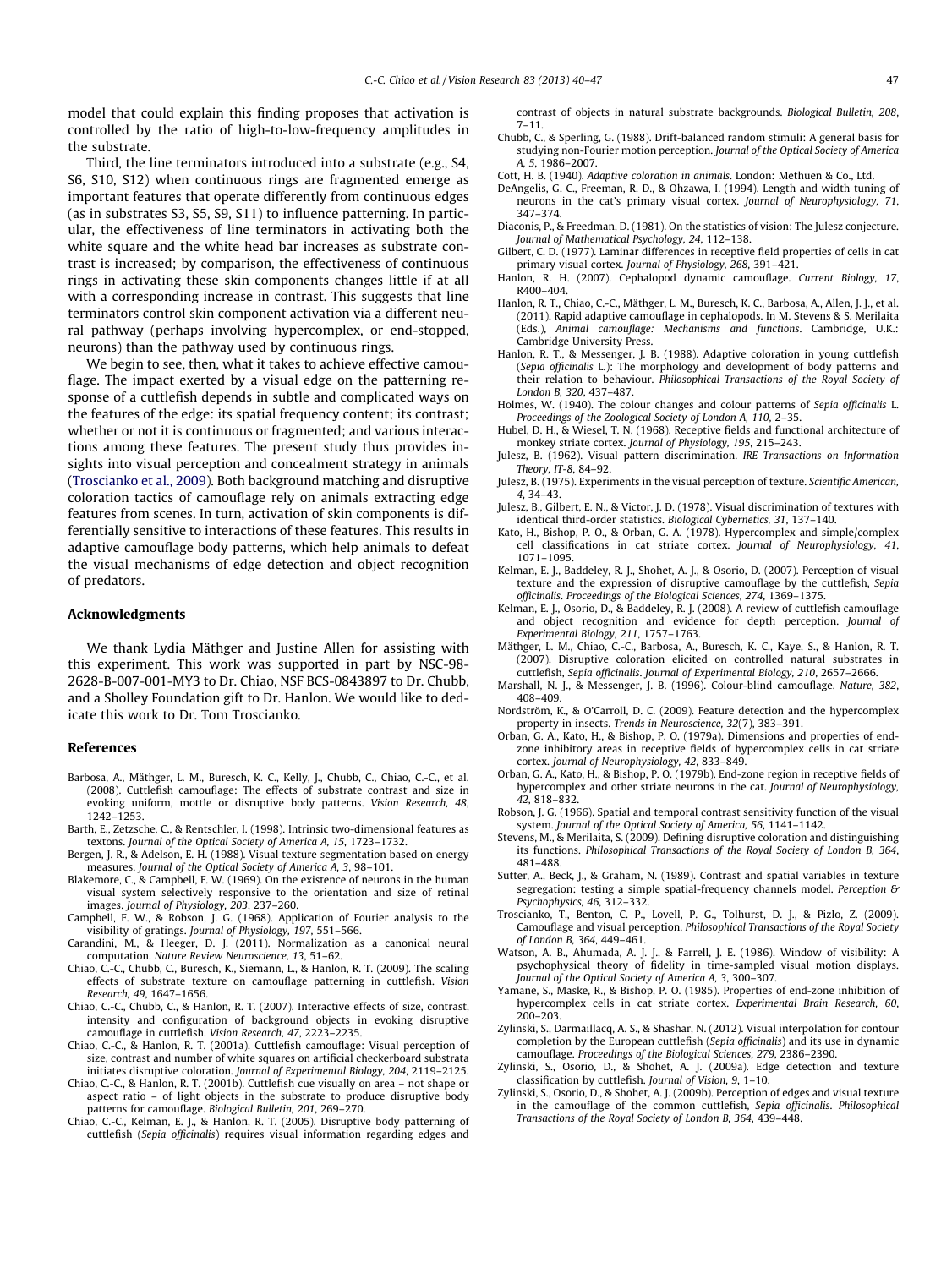model that could explain this finding proposes that activation is controlled by the ratio of high-to-low-frequency amplitudes in the substrate.

Third, the line terminators introduced into a substrate (e.g., S4, S6, S10, S12) when continuous rings are fragmented emerge as important features that operate differently from continuous edges (as in substrates S3, S5, S9, S11) to influence patterning. In particular, the effectiveness of line terminators in activating both the white square and the white head bar increases as substrate contrast is increased; by comparison, the effectiveness of continuous rings in activating these skin components changes little if at all with a corresponding increase in contrast. This suggests that line terminators control skin component activation via a different neural pathway (perhaps involving hypercomplex, or end-stopped, neurons) than the pathway used by continuous rings.

We begin to see, then, what it takes to achieve effective camouflage. The impact exerted by a visual edge on the patterning response of a cuttlefish depends in subtle and complicated ways on the features of the edge: its spatial frequency content; its contrast; whether or not it is continuous or fragmented; and various interactions among these features. The present study thus provides insights into visual perception and concealment strategy in animals (Troscianko et al., 2009). Both background matching and disruptive coloration tactics of camouflage rely on animals extracting edge features from scenes. In turn, activation of skin components is differentially sensitive to interactions of these features. This results in adaptive camouflage body patterns, which help animals to defeat the visual mechanisms of edge detection and object recognition of predators.

## Acknowledgments

We thank Lydia Mäthger and Justine Allen for assisting with this experiment. This work was supported in part by NSC-98-2628-B-007-001-MY3 to Dr. Chiao, NSF BCS-0843897 to Dr. Chubb, and a Sholley Foundation gift to Dr. Hanlon. We would like to dedicate this work to Dr. Tom Troscianko.

## References

Barbosa, A., Mäthger, L. M., Buresch, K. C., Kelly, J., Chubb, C., Chiao, C.-C., et al. (2008). Cuttlefish camouflage: The effects of substrate contrast and size in evoking uniform, mottle or disruptive body patterns. *Vision Research, 48*, 1242–1253.

Barth, E., Zetzsche, C., & Rentschler, I. (1998). Intrinsic two-dimensional features as textons. *Journal of the Optical Society of America A, 15*, 1723–1732.

Bergen, J. R., & Adelson, E. H. (1988). Visual texture segmentation based on energy measures. *Journal of the Optical Society of America A, 3*, 98–101.

Blakemore, C., & Campbell, F. W. (1969). On the existence of neurons in the human visual system selectively responsive to the orientation and size of retinal images. *Journal of Physiology, 203*, 237–260.

Campbell, F. W., & Robson, J. G. (1968). Application of Fourier analysis to the visibility of gratings. *Journal of Physiology, 197*, 551–566.

Carandini, M., & Heeger, D. J. (2011). Normalization as a canonical neural computation. *Nature Review Neuroscience, 13*, 51–62.

Chiao, C.-C., Chubb, C., Buresch, K., Siemann, L., & Hanlon, R. T. (2009). The scaling effects of substrate texture on camouflage patterning in cuttlefish. *Vision Research, 49*, 1647–1656.

Chiao, C.-C., Chubb, C., & Hanlon, R. T. (2007). Interactive effects of size, contrast, intensity and configuration of background objects in evoking disruptive camouflage in cuttlefish. *Vision Research, 47*, 2223–2235.

Chiao, C.-C., & Hanlon, R. T. (2001a). Cuttlefish camouflage: Visual perception of size, contrast and number of white squares on artificial checkerboard substrata initiates disruptive coloration. *Journal of Experimental Biology, 204*, 2119–2125.

Chiao, C.-C., & Hanlon, R. T. (2001b). Cuttlefish cue visually on area – not shape or aspect ratio – of light objects in the substrate to produce disruptive body patterns for camouflage. *Biological Bulletin, 201*, 269–270.

Chiao, C.-C., Kelman, E. J., & Hanlon, R. T. (2005). Disruptive body patterning of cuttlefish (*Sepia officinalis*) requires visual information regarding edges and contrast of objects in natural substrate backgrounds. *Biological Bulletin, 208*, 7–11.

Chubb, C., & Sperling, G. (1988). Drift-balanced random stimuli: A general basis for studying non-Fourier motion perception. *Journal of the Optical Society of America A, 5*, 1986–2007.

Cott, H. B. (1940). *Adaptive coloration in animals*. London: Methuen & Co., Ltd.

DeAngelis, G. C., Freeman, R. D., & Ohzawa, I. (1994). Length and width tuning of neurons in the cat's primary visual cortex. *Journal of Neurophysiology, 71*, 347–374.

Diaconis, P., & Freedman, D. (1981). On the statistics of vision: The Julesz conjecture. *Journal of Mathematical Psychology, 24*, 112–138.

Gilbert, C. D. (1977). Laminar differences in receptive field properties of cells in cat primary visual cortex. *Journal of Physiology, 268*, 391–421.

Hanlon, R. H. (2007). Cephalopod dynamic camouflage. *Current Biology, 17*, R400–404.

Hanlon, R. T., Chiao, C.-C., Mäthger, L. M., Buresch, K. C., Barbosa, A., Allen, J. J., et al. (2011). Rapid adaptive camouflage in cephalopods. In M. Stevens & S. Merilaita (Eds.), *Animal camouflage: Mechanisms and functions*. Cambridge, U.K.: Cambridge University Press.

Hanlon, R. T., & Messenger, J. B. (1988). Adaptive coloration in young cuttlefish (*Sepia officinalis* L.): The morphology and development of body patterns and their relation to behaviour. *Philosophical Transactions of the Royal Society of London B, 320*, 437–487.

Holmes, W. (1940). The colour changes and colour patterns of *Sepia officinalis* L. *Proceedings of the Zoological Society of London A, 110*, 2–35.

Hubel, D. H., & Wiesel, T. N. (1968). Receptive fields and functional architecture of monkey striate cortex. *Journal of Physiology, 195*, 215–243.

Julesz, B. (1962). Visual pattern discrimination. *IRE Transactions on Information Theory, IT-8*, 84–92.

Julesz, B. (1975). Experiments in the visual perception of texture. *Scientific American, 4*, 34–43.

Julesz, B., Gilbert, E. N., & Victor, J. D. (1978). Visual discrimination of textures with identical third-order statistics. *Biological Cybernetics, 31*, 137–140.

Kato, H., Bishop, P. O., & Orban, G. A. (1978). Hypercomplex and simple/complex cell classifications in cat striate cortex. *Journal of Neurophysiology, 41*, 1071–1095.

Kelman, E. J., Baddeley, R. J., Shohet, A. J., & Osorio, D. (2007). Perception of visual texture and the expression of disruptive camouflage by the cuttlefish, *Sepia officinalis*. *Proceedings of the Biological Sciences, 274*, 1369–1375.

Kelman, E. J., Osorio, D., & Baddeley, R. J. (2008). A review of cuttlefish camouflage and object recognition and evidence for depth perception. *Journal of Experimental Biology, 211*, 1757–1763.

Mäthger, L. M., Chiao, C.-C., Barbosa, A., Buresch, K. C., Kaye, S., & Hanlon, R. T. (2007). Disruptive coloration elicited on controlled natural substrates in cuttlefish, *Sepia officinalis*. *Journal of Experimental Biology, 210*, 2657–2666.

Marshall, N. J., & Messenger, J. B. (1996). Colour-blind camouflage. *Nature, 382*, 408–409.

Nordström, K., & O'Carroll, D. C. (2009). Feature detection and the hypercomplex property in insects. *Trends in Neuroscience, 32*(7), 383–391.

Orban, G. A., Kato, H., & Bishop, P. O. (1979a). Dimensions and properties of end-zone inhibitory areas in receptive fields of hypercomplex cells in cat striate cortex. *Journal of Neurophysiology, 42*, 833–849.

Orban, G. A., Kato, H., & Bishop, P. O. (1979b). End-zone region in receptive fields of hypercomplex and other striate neurons in the cat. *Journal of Neurophysiology, 42*, 818–832.

Robson, J. G. (1966). Spatial and temporal contrast sensitivity function of the visual system. *Journal of the Optical Society of America, 56*, 1141–1142.

Stevens, M., & Merilaita, S. (2009). Defining disruptive coloration and distinguishing its functions. *Philosophical Transactions of the Royal Society of London B, 364*, 481–488.

Sutter, A., Beck, J., & Graham, N. (1989). Contrast and spatial variables in texture segregation: testing a simple spatial-frequency channels model. *Perception & Psychophysics, 46*, 312–332.

Troscianko, T., Benton, C. P., Lovell, P. G., Tolhurst, D. J., & Pizlo, Z. (2009). Camouflage and visual perception. *Philosophical Transactions of the Royal Society of London B, 364*, 449–461.

Watson, A. B., Ahumada, A. J. J., & Farrell, J. E. (1986). Window of visibility: A psychophysical theory of fidelity in time-sampled visual motion displays. *Journal of the Optical Society of America A, 3*, 300–307.

Yamane, S., Maske, R., & Bishop, P. O. (1985). Properties of end-zone inhibition of hypercomplex cells in cat striate cortex. *Experimental Brain Research, 60*, 200–203.

Zylinski, S., Darmaillacq, A. S., & Shashar, N. (2012). Visual interpolation for contour completion by the European cuttlefish (*Sepia officinalis*) and its use in dynamic camouflage. *Proceedings of the Biological Sciences, 279*, 2386–2390.

Zylinski, S., Osorio, D., & Shohet, A. J. (2009a). Edge detection and texture classification by cuttlefish. *Journal of Vision, 9*, 1–10.

Zylinski, S., Osorio, D., & Shohet, A. J. (2009b). Perception of edges and visual texture in the camouflage of the common cuttlefish, *Sepia officinalis*. *Philosophical Transactions of the Royal Society of London B, 364*, 439–448.